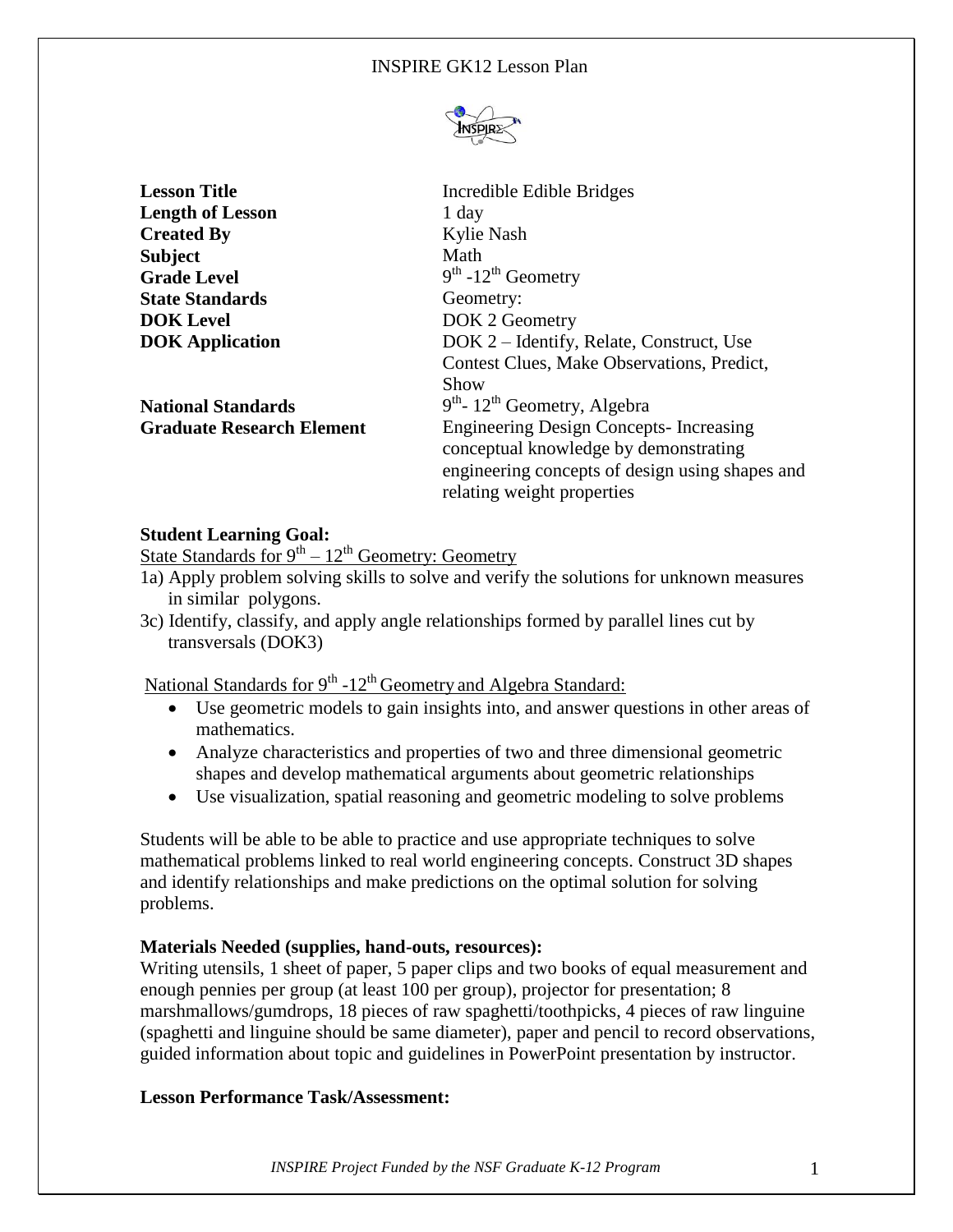| **Lesson Title** | Incredible Edible Bridges |
| --- | --- |
| **Length of Lesson** | 1 day |
| **Created By** | Kylie Nash |
| **Subject** | Math |
| **Grade Level** | 9th -12th Geometry |
| **State Standards** | Geometry: |
| **DOK Level** | DOK 2 Geometry |
| **DOK Application** | DOK 2 – Identify, Relate, Construct, Use Contest Clues, Make Observations, Predict, Show |
| **National Standards** | 9th- 12th Geometry, Algebra |
| **Graduate Research Element** | Engineering Design Concepts- Increasing conceptual knowledge by demonstrating engineering concepts of design using shapes and relating weight properties |

**Student Learning Goal:**

State Standards for 9th – 12th Geometry: Geometry

1a) Apply problem solving skills to solve and verify the solutions for unknown measures in similar polygons.

3c) Identify, classify, and apply angle relationships formed by parallel lines cut by transversals (DOK3)

National Standards for 9th -12th Geometry and Algebra Standard:

- Use geometric models to gain insights into, and answer questions in other areas of mathematics.
- Analyze characteristics and properties of two and three dimensional geometric shapes and develop mathematical arguments about geometric relationships
- Use visualization, spatial reasoning and geometric modeling to solve problems

Students will be able to be able to practice and use appropriate techniques to solve mathematical problems linked to real world engineering concepts. Construct 3D shapes and identify relationships and make predictions on the optimal solution for solving problems.

**Materials Needed (supplies, hand-outs, resources):**

Writing utensils, 1 sheet of paper, 5 paper clips and two books of equal measurement and enough pennies per group (at least 100 per group), projector for presentation; 8 marshmallows/gumdrops, 18 pieces of raw spaghetti/toothpicks, 4 pieces of raw linguine (spaghetti and linguine should be same diameter), paper and pencil to record observations, guided information about topic and guidelines in PowerPoint presentation by instructor.

**Lesson Performance Task/Assessment:**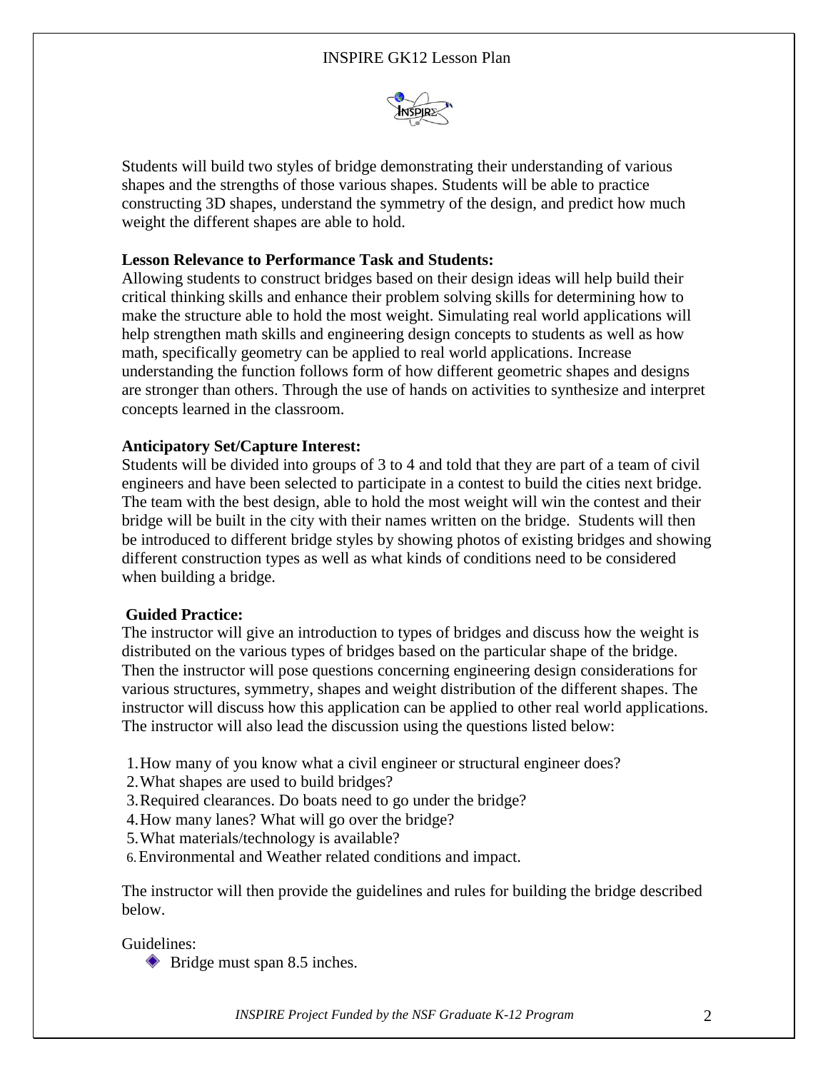Students will build two styles of bridge demonstrating their understanding of various shapes and the strengths of those various shapes. Students will be able to practice constructing 3D shapes, understand the symmetry of the design, and predict how much weight the different shapes are able to hold.

**Lesson Relevance to Performance Task and Students:**
Allowing students to construct bridges based on their design ideas will help build their critical thinking skills and enhance their problem solving skills for determining how to make the structure able to hold the most weight. Simulating real world applications will help strengthen math skills and engineering design concepts to students as well as how math, specifically geometry can be applied to real world applications. Increase understanding the function follows form of how different geometric shapes and designs are stronger than others. Through the use of hands on activities to synthesize and interpret concepts learned in the classroom.

**Anticipatory Set/Capture Interest:**
Students will be divided into groups of 3 to 4 and told that they are part of a team of civil engineers and have been selected to participate in a contest to build the cities next bridge. The team with the best design, able to hold the most weight will win the contest and their bridge will be built in the city with their names written on the bridge. Students will then be introduced to different bridge styles by showing photos of existing bridges and showing different construction types as well as what kinds of conditions need to be considered when building a bridge.

**Guided Practice:**
The instructor will give an introduction to types of bridges and discuss how the weight is distributed on the various types of bridges based on the particular shape of the bridge. Then the instructor will pose questions concerning engineering design considerations for various structures, symmetry, shapes and weight distribution of the different shapes. The instructor will discuss how this application can be applied to other real world applications. The instructor will also lead the discussion using the questions listed below:

1. How many of you know what a civil engineer or structural engineer does?
2. What shapes are used to build bridges?
3. Required clearances. Do boats need to go under the bridge?
4. How many lanes? What will go over the bridge?
5. What materials/technology is available?
6. Environmental and Weather related conditions and impact.

The instructor will then provide the guidelines and rules for building the bridge described below.

Guidelines:

- Bridge must span 8.5 inches.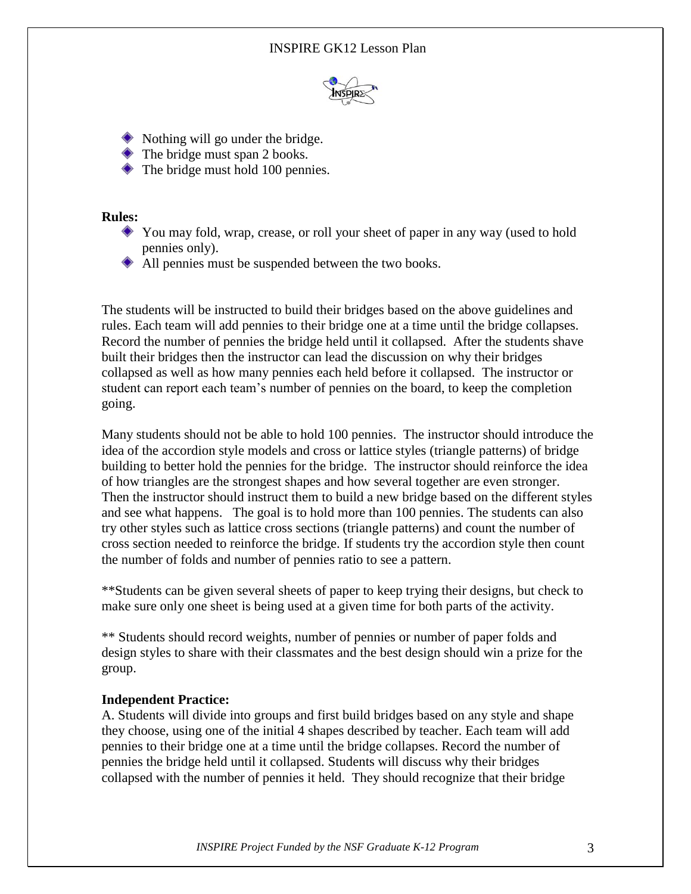- Nothing will go under the bridge.
- The bridge must span 2 books.
- The bridge must hold 100 pennies.

**Rules:**

- You may fold, wrap, crease, or roll your sheet of paper in any way (used to hold pennies only).
- All pennies must be suspended between the two books.

The students will be instructed to build their bridges based on the above guidelines and rules. Each team will add pennies to their bridge one at a time until the bridge collapses. Record the number of pennies the bridge held until it collapsed. After the students shave built their bridges then the instructor can lead the discussion on why their bridges collapsed as well as how many pennies each held before it collapsed. The instructor or student can report each team's number of pennies on the board, to keep the completion going.

Many students should not be able to hold 100 pennies. The instructor should introduce the idea of the accordion style models and cross or lattice styles (triangle patterns) of bridge building to better hold the pennies for the bridge. The instructor should reinforce the idea of how triangles are the strongest shapes and how several together are even stronger. Then the instructor should instruct them to build a new bridge based on the different styles and see what happens. The goal is to hold more than 100 pennies. The students can also try other styles such as lattice cross sections (triangle patterns) and count the number of cross section needed to reinforce the bridge. If students try the accordion style then count the number of folds and number of pennies ratio to see a pattern.

**Students can be given several sheets of paper to keep trying their designs, but check to make sure only one sheet is being used at a given time for both parts of the activity.

** Students should record weights, number of pennies or number of paper folds and design styles to share with their classmates and the best design should win a prize for the group.

**Independent Practice:**

A. Students will divide into groups and first build bridges based on any style and shape they choose, using one of the initial 4 shapes described by teacher. Each team will add pennies to their bridge one at a time until the bridge collapses. Record the number of pennies the bridge held until it collapsed. Students will discuss why their bridges collapsed with the number of pennies it held. They should recognize that their bridge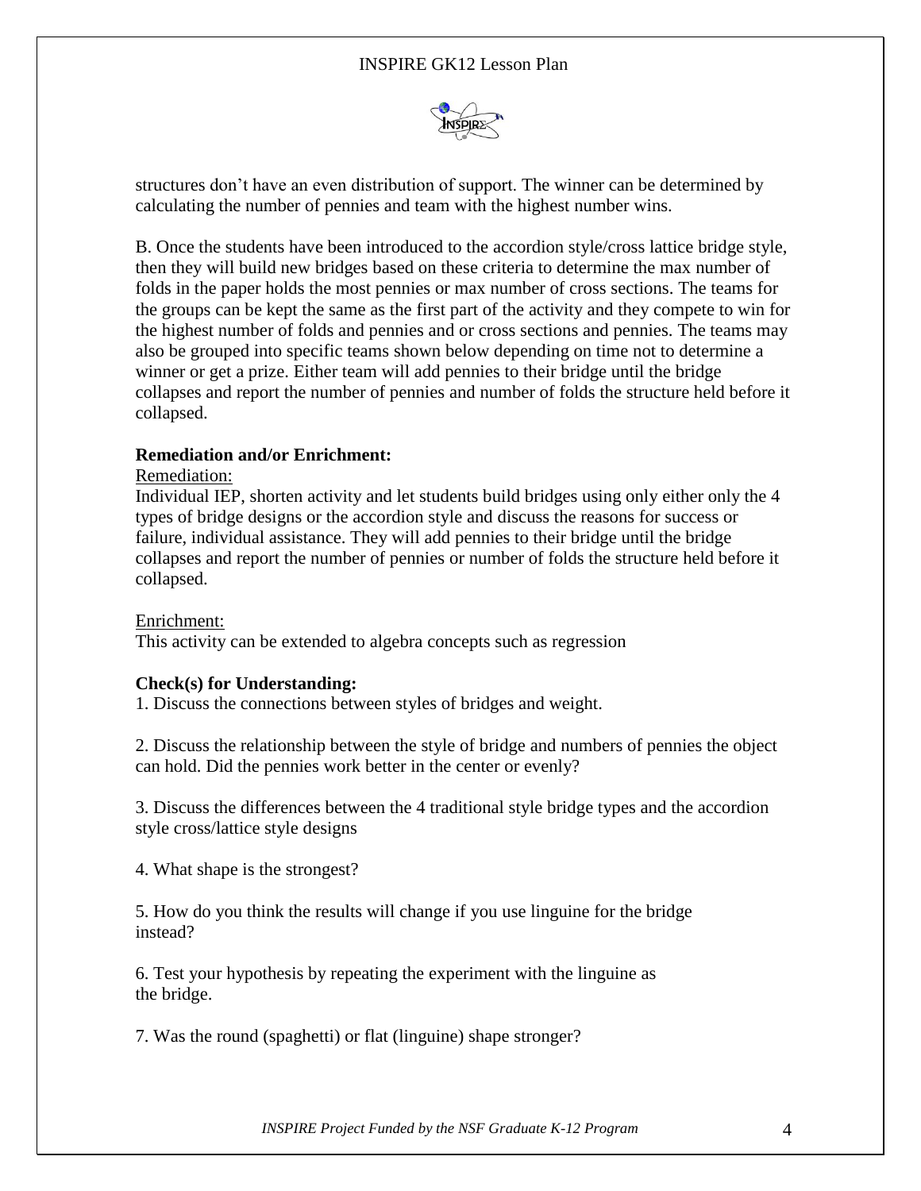structures don't have an even distribution of support. The winner can be determined by calculating the number of pennies and team with the highest number wins.

B. Once the students have been introduced to the accordion style/cross lattice bridge style, then they will build new bridges based on these criteria to determine the max number of folds in the paper holds the most pennies or max number of cross sections. The teams for the groups can be kept the same as the first part of the activity and they compete to win for the highest number of folds and pennies and or cross sections and pennies. The teams may also be grouped into specific teams shown below depending on time not to determine a winner or get a prize. Either team will add pennies to their bridge until the bridge collapses and report the number of pennies and number of folds the structure held before it collapsed.

**Remediation and/or Enrichment:**

Remediation:

Individual IEP, shorten activity and let students build bridges using only either only the 4 types of bridge designs or the accordion style and discuss the reasons for success or failure, individual assistance. They will add pennies to their bridge until the bridge collapses and report the number of pennies or number of folds the structure held before it collapsed.

Enrichment:

This activity can be extended to algebra concepts such as regression

**Check(s) for Understanding:**

1. Discuss the connections between styles of bridges and weight.

2. Discuss the relationship between the style of bridge and numbers of pennies the object can hold. Did the pennies work better in the center or evenly?

3. Discuss the differences between the 4 traditional style bridge types and the accordion style cross/lattice style designs

4. What shape is the strongest?

5. How do you think the results will change if you use linguine for the bridge instead?

6. Test your hypothesis by repeating the experiment with the linguine as the bridge.

7. Was the round (spaghetti) or flat (linguine) shape stronger?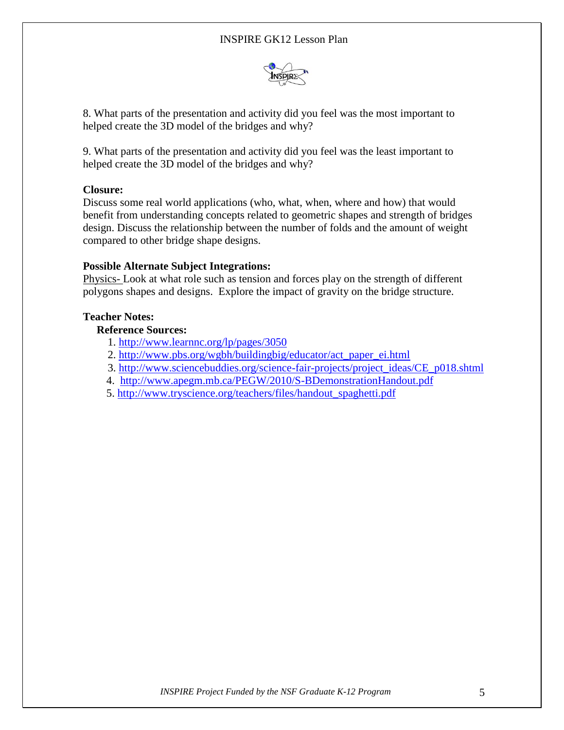8. What parts of the presentation and activity did you feel was the most important to helped create the 3D model of the bridges and why?

9. What parts of the presentation and activity did you feel was the least important to helped create the 3D model of the bridges and why?

**Closure:**
Discuss some real world applications (who, what, when, where and how) that would benefit from understanding concepts related to geometric shapes and strength of bridges design. Discuss the relationship between the number of folds and the amount of weight compared to other bridge shape designs.

**Possible Alternate Subject Integrations:**
Physics- Look at what role such as tension and forces play on the strength of different polygons shapes and designs. Explore the impact of gravity on the bridge structure.

**Teacher Notes:**

**Reference Sources:**

1. http://www.learnnc.org/lp/pages/3050
2. http://www.pbs.org/wgbh/buildingbig/educator/act_paper_ei.html
3. http://www.sciencebuddies.org/science-fair-projects/project_ideas/CE_p018.shtml
4. http://www.apegm.mb.ca/PEGW/2010/S-BDemonstrationHandout.pdf
5. http://www.tryscience.org/teachers/files/handout_spaghetti.pdf